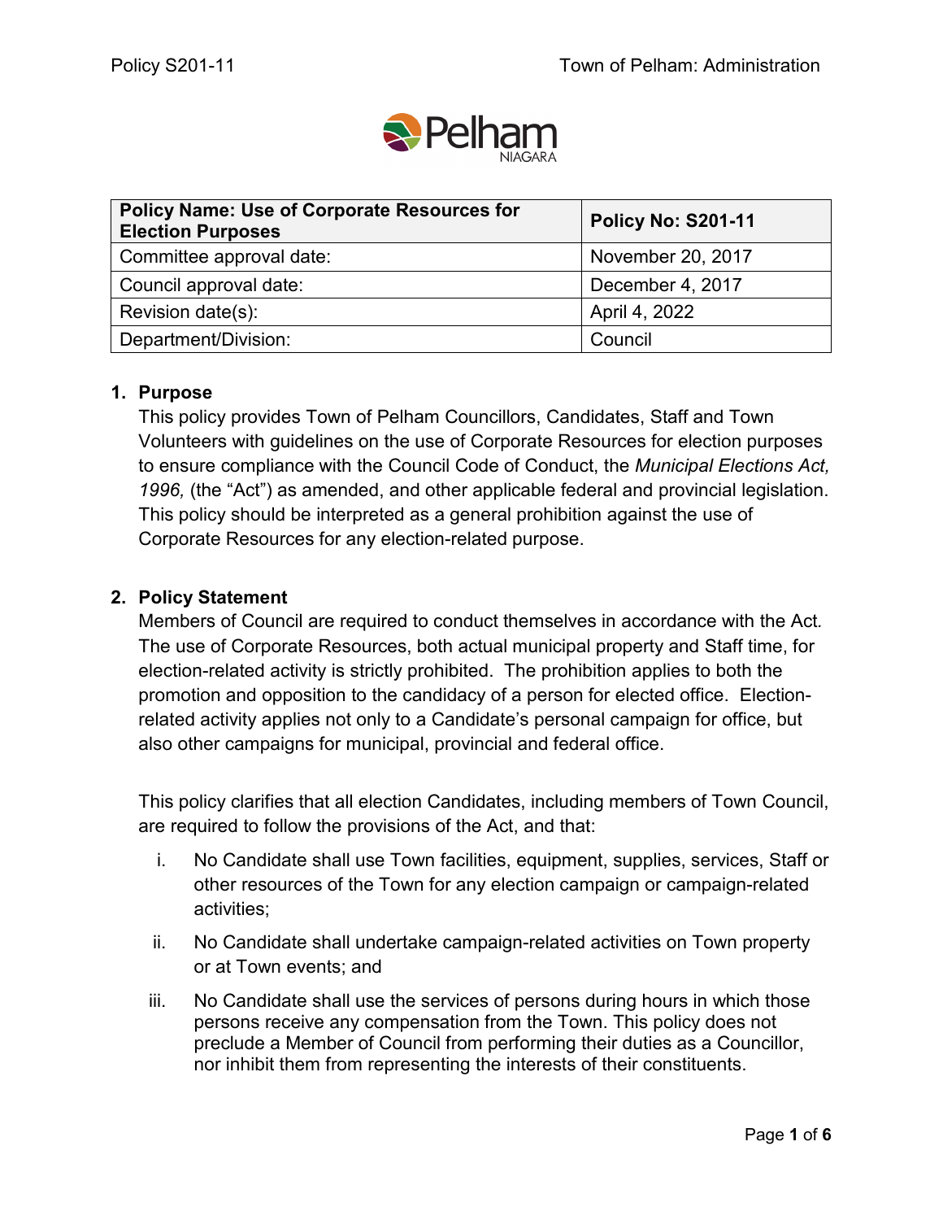| **Policy Name: Use of Corporate Resources for Election Purposes** | **Policy No: S201-11** |
| --- | --- |
| Committee approval date: | November 20, 2017 |
| Council approval date: | December 4, 2017 |
| Revision date(s): | April 4, 2022 |
| Department/Division: | Council |

## 1. Purpose

This policy provides Town of Pelham Councillors, Candidates, Staff and Town Volunteers with guidelines on the use of Corporate Resources for election purposes to ensure compliance with the Council Code of Conduct, the *Municipal Elections Act, 1996,* (the "Act") as amended, and other applicable federal and provincial legislation. This policy should be interpreted as a general prohibition against the use of Corporate Resources for any election-related purpose.

## 2. Policy Statement

Members of Council are required to conduct themselves in accordance with the Act. The use of Corporate Resources, both actual municipal property and Staff time, for election-related activity is strictly prohibited. The prohibition applies to both the promotion and opposition to the candidacy of a person for elected office. Election-related activity applies not only to a Candidate's personal campaign for office, but also other campaigns for municipal, provincial and federal office.

This policy clarifies that all election Candidates, including members of Town Council, are required to follow the provisions of the Act, and that:

i. No Candidate shall use Town facilities, equipment, supplies, services, Staff or other resources of the Town for any election campaign or campaign-related activities;

ii. No Candidate shall undertake campaign-related activities on Town property or at Town events; and

iii. No Candidate shall use the services of persons during hours in which those persons receive any compensation from the Town. This policy does not preclude a Member of Council from performing their duties as a Councillor, nor inhibit them from representing the interests of their constituents.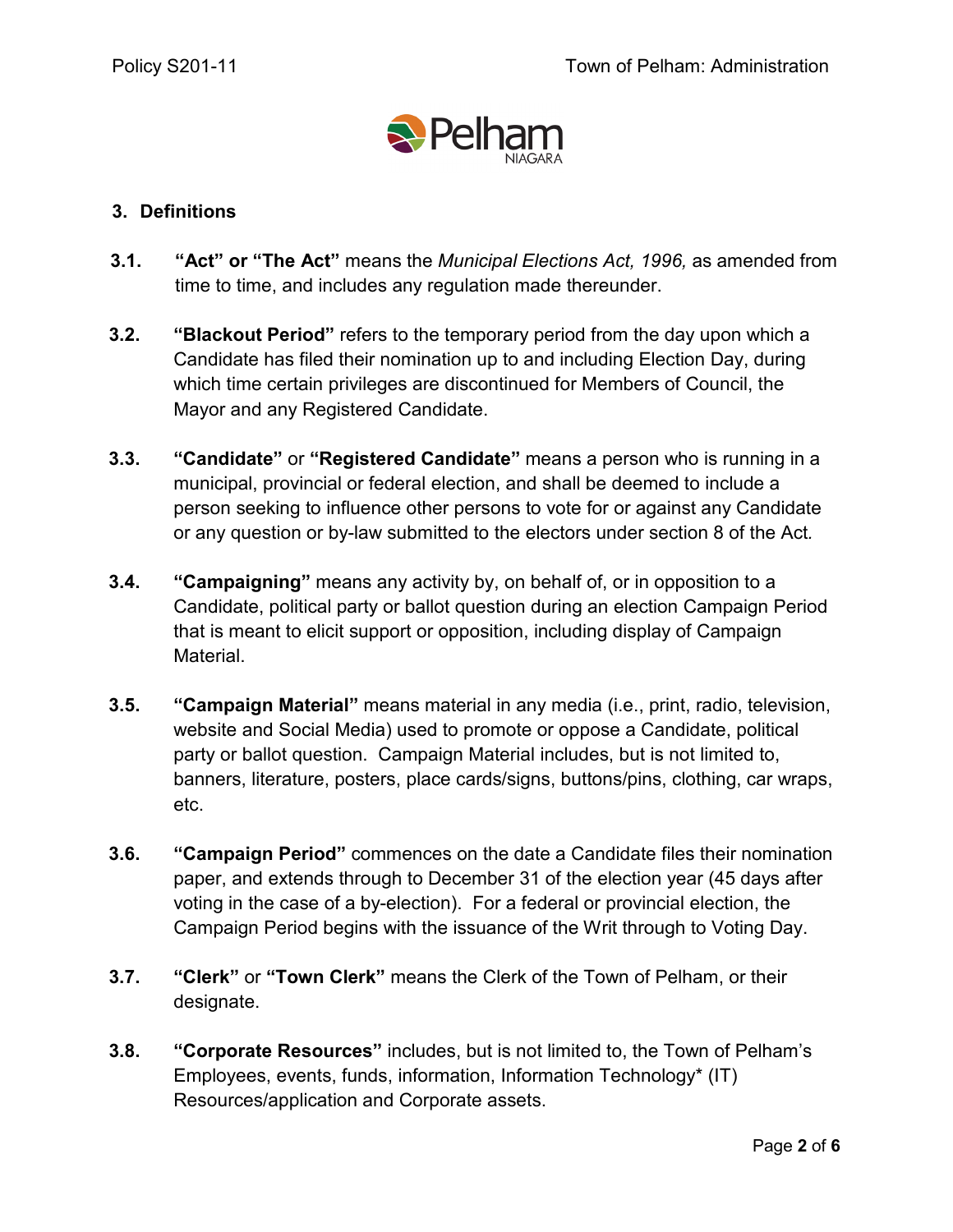## 3. Definitions

**3.1.** **“Act” or “The Act”** means the *Municipal Elections Act, 1996,* as amended from time to time, and includes any regulation made thereunder.

**3.2.** **“Blackout Period”** refers to the temporary period from the day upon which a Candidate has filed their nomination up to and including Election Day, during which time certain privileges are discontinued for Members of Council, the Mayor and any Registered Candidate.

**3.3.** **“Candidate”** or **“Registered Candidate”** means a person who is running in a municipal, provincial or federal election, and shall be deemed to include a person seeking to influence other persons to vote for or against any Candidate or any question or by-law submitted to the electors under section 8 of the Act.

**3.4.** **“Campaigning”** means any activity by, on behalf of, or in opposition to a Candidate, political party or ballot question during an election Campaign Period that is meant to elicit support or opposition, including display of Campaign Material.

**3.5.** **“Campaign Material”** means material in any media (i.e., print, radio, television, website and Social Media) used to promote or oppose a Candidate, political party or ballot question. Campaign Material includes, but is not limited to, banners, literature, posters, place cards/signs, buttons/pins, clothing, car wraps, etc.

**3.6.** **“Campaign Period”** commences on the date a Candidate files their nomination paper, and extends through to December 31 of the election year (45 days after voting in the case of a by-election). For a federal or provincial election, the Campaign Period begins with the issuance of the Writ through to Voting Day.

**3.7.** **“Clerk”** or **“Town Clerk”** means the Clerk of the Town of Pelham, or their designate.

**3.8.** **“Corporate Resources”** includes, but is not limited to, the Town of Pelham’s Employees, events, funds, information, Information Technology* (IT) Resources/application and Corporate assets.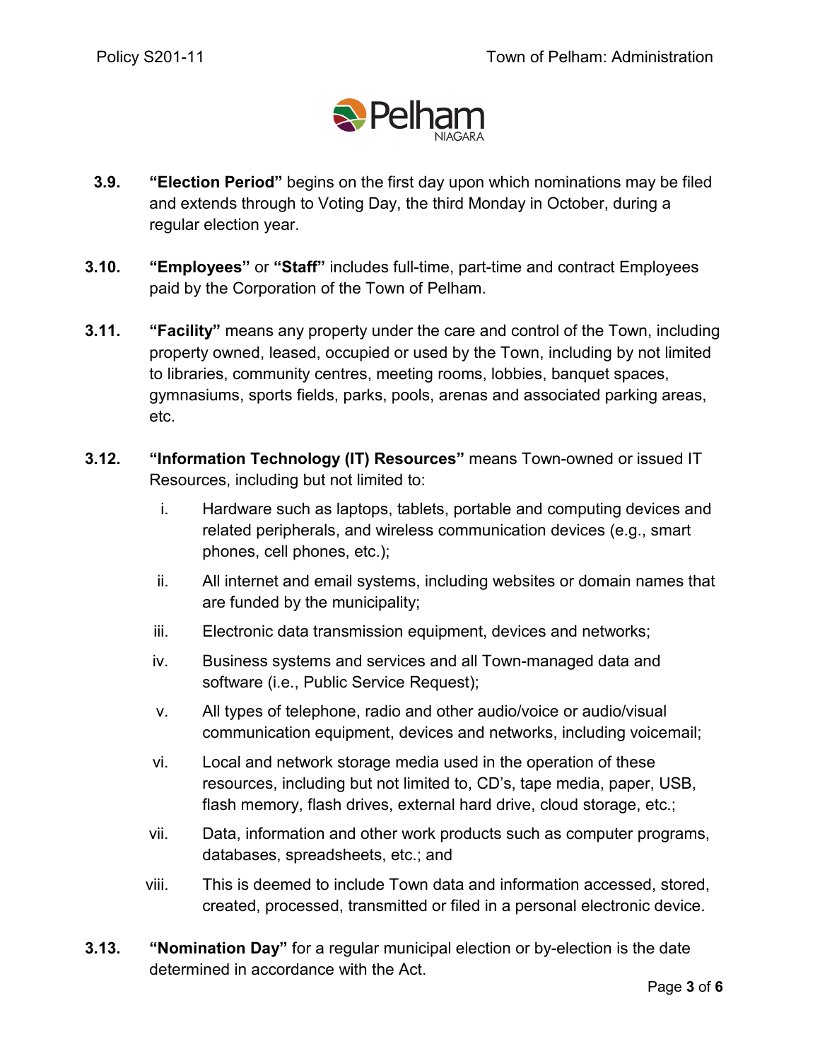**3.9.** **"Election Period"** begins on the first day upon which nominations may be filed and extends through to Voting Day, the third Monday in October, during a regular election year.

**3.10.** **"Employees"** or **"Staff"** includes full-time, part-time and contract Employees paid by the Corporation of the Town of Pelham.

**3.11.** **"Facility"** means any property under the care and control of the Town, including property owned, leased, occupied or used by the Town, including by not limited to libraries, community centres, meeting rooms, lobbies, banquet spaces, gymnasiums, sports fields, parks, pools, arenas and associated parking areas, etc.

**3.12.** **"Information Technology (IT) Resources"** means Town-owned or issued IT Resources, including but not limited to:

i. Hardware such as laptops, tablets, portable and computing devices and related peripherals, and wireless communication devices (e.g., smart phones, cell phones, etc.);

ii. All internet and email systems, including websites or domain names that are funded by the municipality;

iii. Electronic data transmission equipment, devices and networks;

iv. Business systems and services and all Town-managed data and software (i.e., Public Service Request);

v. All types of telephone, radio and other audio/voice or audio/visual communication equipment, devices and networks, including voicemail;

vi. Local and network storage media used in the operation of these resources, including but not limited to, CD's, tape media, paper, USB, flash memory, flash drives, external hard drive, cloud storage, etc.;

vii. Data, information and other work products such as computer programs, databases, spreadsheets, etc.; and

viii. This is deemed to include Town data and information accessed, stored, created, processed, transmitted or filed in a personal electronic device.

**3.13.** **"Nomination Day"** for a regular municipal election or by-election is the date determined in accordance with the Act.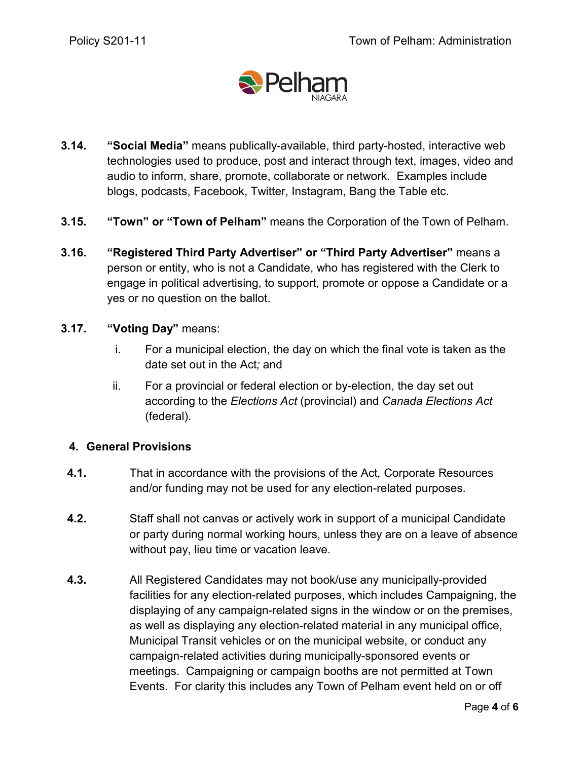**3.14.** **"Social Media"** means publically-available, third party-hosted, interactive web technologies used to produce, post and interact through text, images, video and audio to inform, share, promote, collaborate or network. Examples include blogs, podcasts, Facebook, Twitter, Instagram, Bang the Table etc.

**3.15.** **"Town" or "Town of Pelham"** means the Corporation of the Town of Pelham.

**3.16.** **"Registered Third Party Advertiser" or "Third Party Advertiser"** means a person or entity, who is not a Candidate, who has registered with the Clerk to engage in political advertising, to support, promote or oppose a Candidate or a yes or no question on the ballot.

**3.17.** **"Voting Day"** means:

i. For a municipal election, the day on which the final vote is taken as the date set out in the Act*;* and

ii. For a provincial or federal election or by-election, the day set out according to the *Elections Act* (provincial) and *Canada Elections Act* (federal).

## 4. General Provisions

**4.1.** That in accordance with the provisions of the Act*,* Corporate Resources and/or funding may not be used for any election-related purposes.

**4.2.** Staff shall not canvas or actively work in support of a municipal Candidate or party during normal working hours, unless they are on a leave of absence without pay, lieu time or vacation leave.

**4.3.** All Registered Candidates may not book/use any municipally-provided facilities for any election-related purposes, which includes Campaigning, the displaying of any campaign-related signs in the window or on the premises, as well as displaying any election-related material in any municipal office, Municipal Transit vehicles or on the municipal website, or conduct any campaign-related activities during municipally-sponsored events or meetings. Campaigning or campaign booths are not permitted at Town Events. For clarity this includes any Town of Pelham event held on or off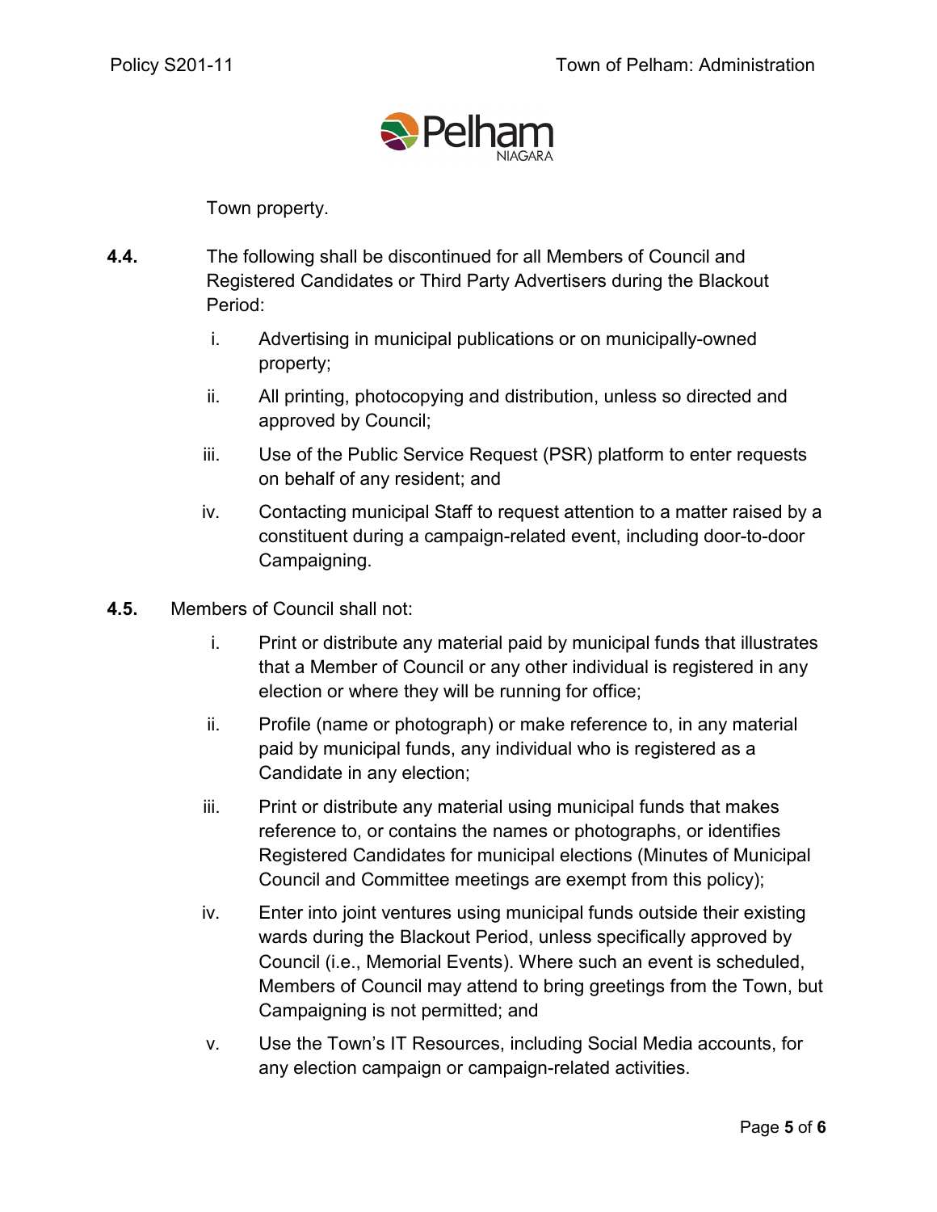Town property.

**4.4.** The following shall be discontinued for all Members of Council and Registered Candidates or Third Party Advertisers during the Blackout Period:

i. Advertising in municipal publications or on municipally-owned property;

ii. All printing, photocopying and distribution, unless so directed and approved by Council;

iii. Use of the Public Service Request (PSR) platform to enter requests on behalf of any resident; and

iv. Contacting municipal Staff to request attention to a matter raised by a constituent during a campaign-related event, including door-to-door Campaigning.

**4.5.** Members of Council shall not:

i. Print or distribute any material paid by municipal funds that illustrates that a Member of Council or any other individual is registered in any election or where they will be running for office;

ii. Profile (name or photograph) or make reference to, in any material paid by municipal funds, any individual who is registered as a Candidate in any election;

iii. Print or distribute any material using municipal funds that makes reference to, or contains the names or photographs, or identifies Registered Candidates for municipal elections (Minutes of Municipal Council and Committee meetings are exempt from this policy);

iv. Enter into joint ventures using municipal funds outside their existing wards during the Blackout Period, unless specifically approved by Council (i.e., Memorial Events). Where such an event is scheduled, Members of Council may attend to bring greetings from the Town, but Campaigning is not permitted; and

v. Use the Town's IT Resources, including Social Media accounts, for any election campaign or campaign-related activities.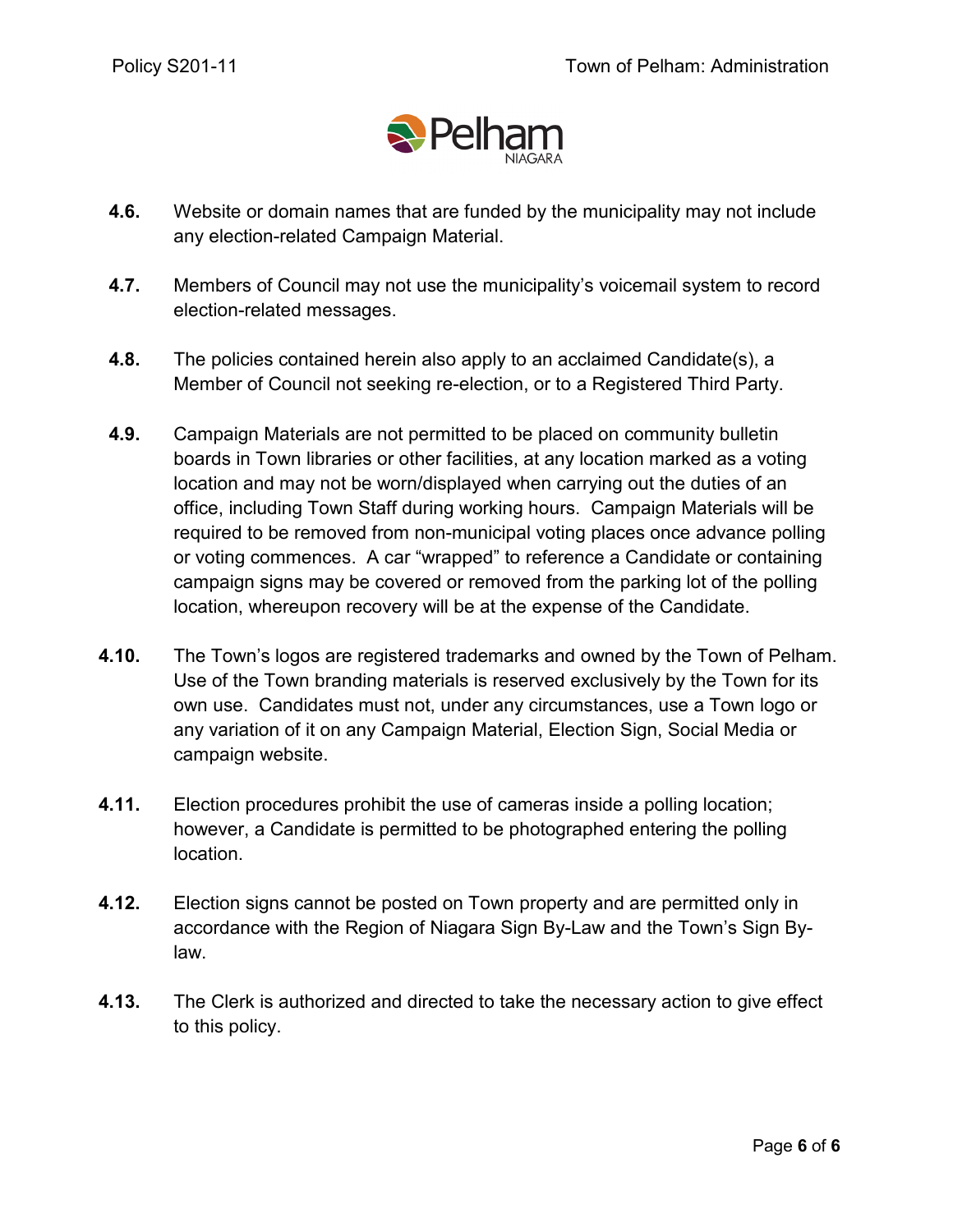**4.6.** Website or domain names that are funded by the municipality may not include any election-related Campaign Material.

**4.7.** Members of Council may not use the municipality's voicemail system to record election-related messages.

**4.8.** The policies contained herein also apply to an acclaimed Candidate(s), a Member of Council not seeking re-election, or to a Registered Third Party.

**4.9.** Campaign Materials are not permitted to be placed on community bulletin boards in Town libraries or other facilities, at any location marked as a voting location and may not be worn/displayed when carrying out the duties of an office, including Town Staff during working hours. Campaign Materials will be required to be removed from non-municipal voting places once advance polling or voting commences. A car "wrapped" to reference a Candidate or containing campaign signs may be covered or removed from the parking lot of the polling location, whereupon recovery will be at the expense of the Candidate.

**4.10.** The Town's logos are registered trademarks and owned by the Town of Pelham. Use of the Town branding materials is reserved exclusively by the Town for its own use. Candidates must not, under any circumstances, use a Town logo or any variation of it on any Campaign Material, Election Sign, Social Media or campaign website.

**4.11.** Election procedures prohibit the use of cameras inside a polling location; however, a Candidate is permitted to be photographed entering the polling location.

**4.12.** Election signs cannot be posted on Town property and are permitted only in accordance with the Region of Niagara Sign By-Law and the Town's Sign By-law.

**4.13.** The Clerk is authorized and directed to take the necessary action to give effect to this policy.